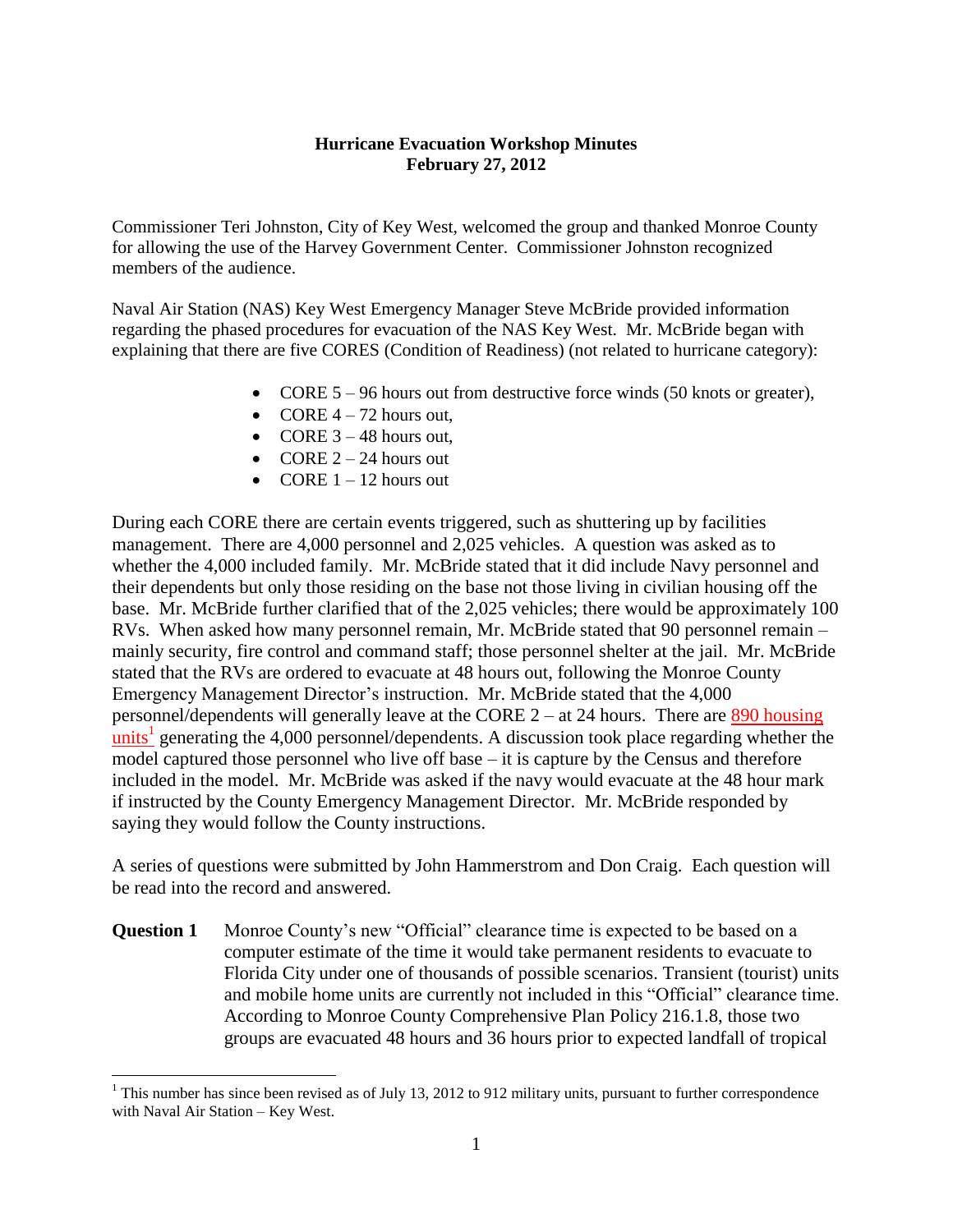# Hurricane Evacuation Workshop Minutes
## February 27, 2012

Commissioner Teri Johnston, City of Key West, welcomed the group and thanked Monroe County for allowing the use of the Harvey Government Center. Commissioner Johnston recognized members of the audience.

Naval Air Station (NAS) Key West Emergency Manager Steve McBride provided information regarding the phased procedures for evacuation of the NAS Key West. Mr. McBride began with explaining that there are five CORES (Condition of Readiness) (not related to hurricane category):

- CORE 5 – 96 hours out from destructive force winds (50 knots or greater),
- CORE 4 – 72 hours out,
- CORE 3 – 48 hours out,
- CORE 2 – 24 hours out
- CORE 1 – 12 hours out

During each CORE there are certain events triggered, such as shuttering up by facilities management. There are 4,000 personnel and 2,025 vehicles. A question was asked as to whether the 4,000 included family. Mr. McBride stated that it did include Navy personnel and their dependents but only those residing on the base not those living in civilian housing off the base. Mr. McBride further clarified that of the 2,025 vehicles; there would be approximately 100 RVs. When asked how many personnel remain, Mr. McBride stated that 90 personnel remain – mainly security, fire control and command staff; those personnel shelter at the jail. Mr. McBride stated that the RVs are ordered to evacuate at 48 hours out, following the Monroe County Emergency Management Director's instruction. Mr. McBride stated that the 4,000 personnel/dependents will generally leave at the CORE 2 – at 24 hours. There are 890 housing units[1] generating the 4,000 personnel/dependents. A discussion took place regarding whether the model captured those personnel who live off base – it is capture by the Census and therefore included in the model. Mr. McBride was asked if the navy would evacuate at the 48 hour mark if instructed by the County Emergency Management Director. Mr. McBride responded by saying they would follow the County instructions.

A series of questions were submitted by John Hammerstrom and Don Craig. Each question will be read into the record and answered.

**Question 1** Monroe County's new "Official" clearance time is expected to be based on a computer estimate of the time it would take permanent residents to evacuate to Florida City under one of thousands of possible scenarios. Transient (tourist) units and mobile home units are currently not included in this "Official" clearance time. According to Monroe County Comprehensive Plan Policy 216.1.8, those two groups are evacuated 48 hours and 36 hours prior to expected landfall of tropical

[1] This number has since been revised as of July 13, 2012 to 912 military units, pursuant to further correspondence with Naval Air Station – Key West.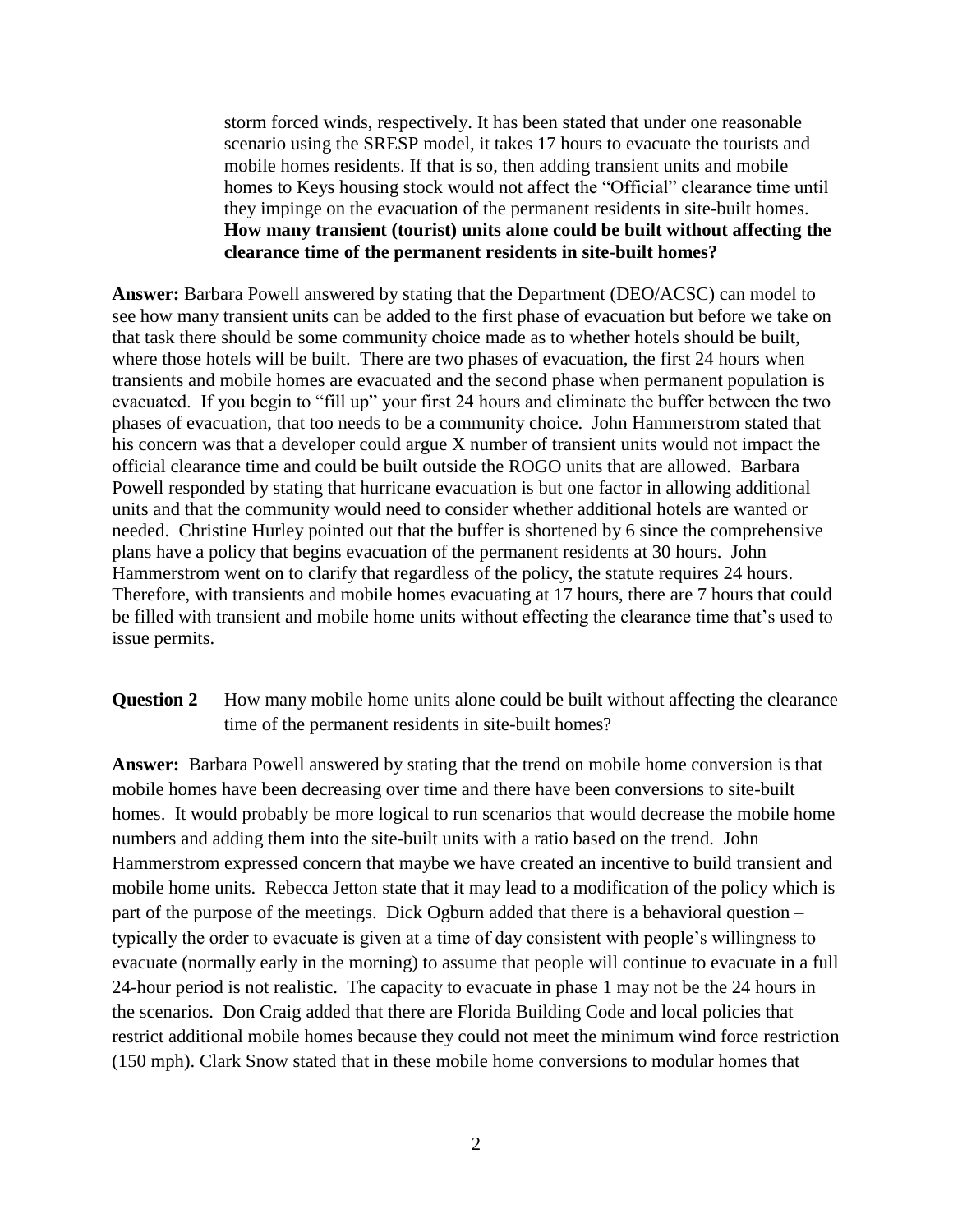storm forced winds, respectively. It has been stated that under one reasonable scenario using the SRESP model, it takes 17 hours to evacuate the tourists and mobile homes residents. If that is so, then adding transient units and mobile homes to Keys housing stock would not affect the "Official" clearance time until they impinge on the evacuation of the permanent residents in site-built homes. **How many transient (tourist) units alone could be built without affecting the clearance time of the permanent residents in site-built homes?**

**Answer:** Barbara Powell answered by stating that the Department (DEO/ACSC) can model to see how many transient units can be added to the first phase of evacuation but before we take on that task there should be some community choice made as to whether hotels should be built, where those hotels will be built. There are two phases of evacuation, the first 24 hours when transients and mobile homes are evacuated and the second phase when permanent population is evacuated. If you begin to "fill up" your first 24 hours and eliminate the buffer between the two phases of evacuation, that too needs to be a community choice. John Hammerstrom stated that his concern was that a developer could argue X number of transient units would not impact the official clearance time and could be built outside the ROGO units that are allowed. Barbara Powell responded by stating that hurricane evacuation is but one factor in allowing additional units and that the community would need to consider whether additional hotels are wanted or needed. Christine Hurley pointed out that the buffer is shortened by 6 since the comprehensive plans have a policy that begins evacuation of the permanent residents at 30 hours. John Hammerstrom went on to clarify that regardless of the policy, the statute requires 24 hours. Therefore, with transients and mobile homes evacuating at 17 hours, there are 7 hours that could be filled with transient and mobile home units without effecting the clearance time that's used to issue permits.

**Question 2** How many mobile home units alone could be built without affecting the clearance time of the permanent residents in site-built homes?

**Answer:** Barbara Powell answered by stating that the trend on mobile home conversion is that mobile homes have been decreasing over time and there have been conversions to site-built homes. It would probably be more logical to run scenarios that would decrease the mobile home numbers and adding them into the site-built units with a ratio based on the trend. John Hammerstrom expressed concern that maybe we have created an incentive to build transient and mobile home units. Rebecca Jetton state that it may lead to a modification of the policy which is part of the purpose of the meetings. Dick Ogburn added that there is a behavioral question – typically the order to evacuate is given at a time of day consistent with people's willingness to evacuate (normally early in the morning) to assume that people will continue to evacuate in a full 24-hour period is not realistic. The capacity to evacuate in phase 1 may not be the 24 hours in the scenarios. Don Craig added that there are Florida Building Code and local policies that restrict additional mobile homes because they could not meet the minimum wind force restriction (150 mph). Clark Snow stated that in these mobile home conversions to modular homes that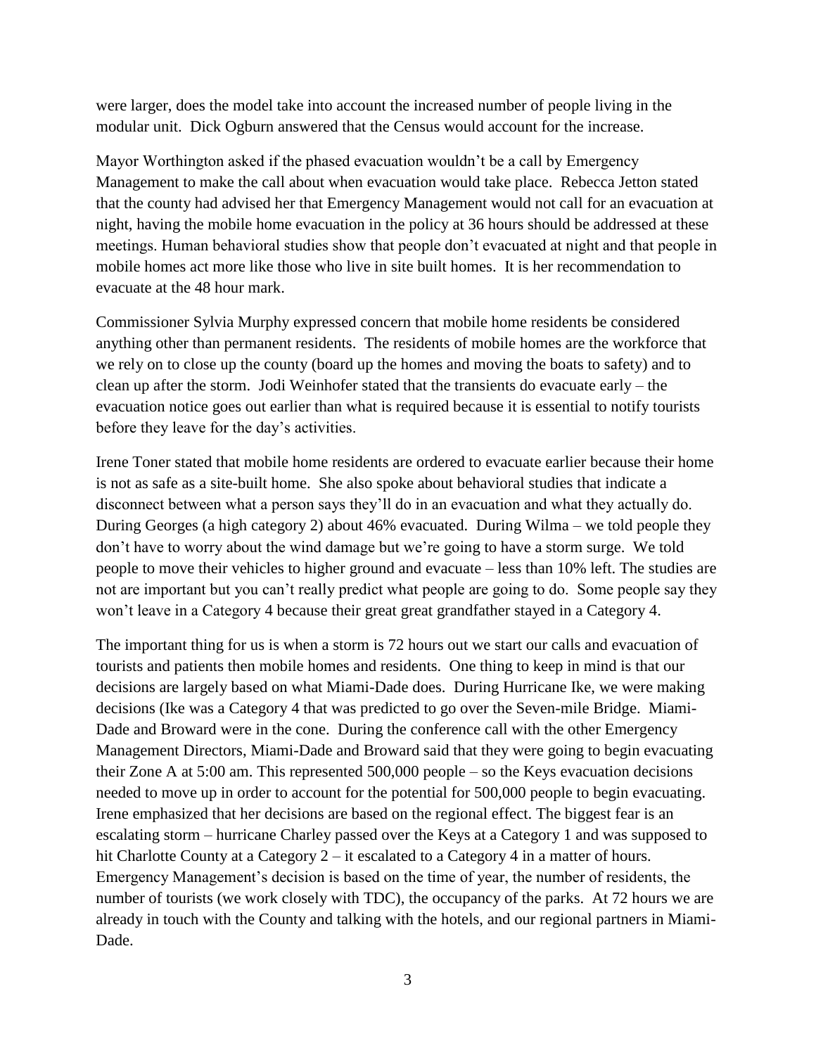were larger, does the model take into account the increased number of people living in the modular unit. Dick Ogburn answered that the Census would account for the increase.

Mayor Worthington asked if the phased evacuation wouldn't be a call by Emergency Management to make the call about when evacuation would take place. Rebecca Jetton stated that the county had advised her that Emergency Management would not call for an evacuation at night, having the mobile home evacuation in the policy at 36 hours should be addressed at these meetings. Human behavioral studies show that people don't evacuated at night and that people in mobile homes act more like those who live in site built homes. It is her recommendation to evacuate at the 48 hour mark.

Commissioner Sylvia Murphy expressed concern that mobile home residents be considered anything other than permanent residents. The residents of mobile homes are the workforce that we rely on to close up the county (board up the homes and moving the boats to safety) and to clean up after the storm. Jodi Weinhofer stated that the transients do evacuate early – the evacuation notice goes out earlier than what is required because it is essential to notify tourists before they leave for the day's activities.

Irene Toner stated that mobile home residents are ordered to evacuate earlier because their home is not as safe as a site-built home. She also spoke about behavioral studies that indicate a disconnect between what a person says they'll do in an evacuation and what they actually do. During Georges (a high category 2) about 46% evacuated. During Wilma – we told people they don't have to worry about the wind damage but we're going to have a storm surge. We told people to move their vehicles to higher ground and evacuate – less than 10% left. The studies are not are important but you can't really predict what people are going to do. Some people say they won't leave in a Category 4 because their great great grandfather stayed in a Category 4.

The important thing for us is when a storm is 72 hours out we start our calls and evacuation of tourists and patients then mobile homes and residents. One thing to keep in mind is that our decisions are largely based on what Miami-Dade does. During Hurricane Ike, we were making decisions (Ike was a Category 4 that was predicted to go over the Seven-mile Bridge. Miami-Dade and Broward were in the cone. During the conference call with the other Emergency Management Directors, Miami-Dade and Broward said that they were going to begin evacuating their Zone A at 5:00 am. This represented 500,000 people – so the Keys evacuation decisions needed to move up in order to account for the potential for 500,000 people to begin evacuating. Irene emphasized that her decisions are based on the regional effect. The biggest fear is an escalating storm – hurricane Charley passed over the Keys at a Category 1 and was supposed to hit Charlotte County at a Category 2 – it escalated to a Category 4 in a matter of hours. Emergency Management's decision is based on the time of year, the number of residents, the number of tourists (we work closely with TDC), the occupancy of the parks. At 72 hours we are already in touch with the County and talking with the hotels, and our regional partners in Miami-Dade.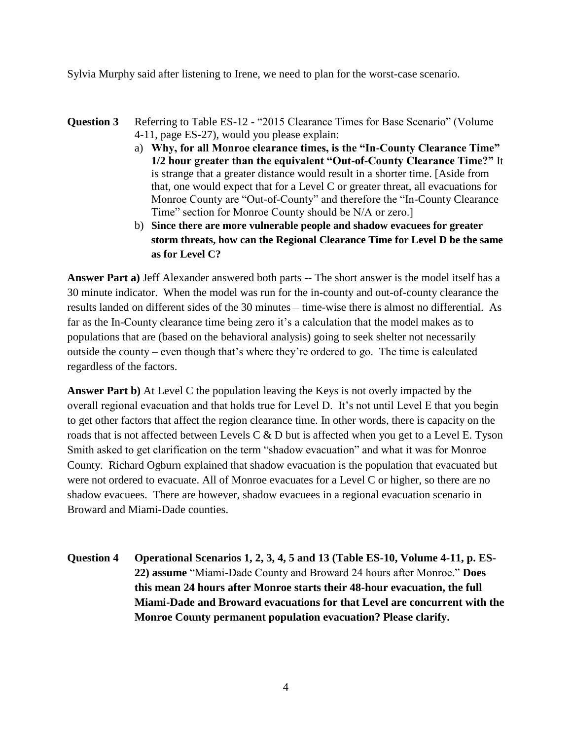Sylvia Murphy said after listening to Irene, we need to plan for the worst-case scenario.

**Question 3** Referring to Table ES-12 - "2015 Clearance Times for Base Scenario" (Volume 4-11, page ES-27), would you please explain:

a) **Why, for all Monroe clearance times, is the "In-County Clearance Time" 1/2 hour greater than the equivalent "Out-of-County Clearance Time?"** It is strange that a greater distance would result in a shorter time. [Aside from that, one would expect that for a Level C or greater threat, all evacuations for Monroe County are "Out-of-County" and therefore the "In-County Clearance Time" section for Monroe County should be N/A or zero.]

b) **Since there are more vulnerable people and shadow evacuees for greater storm threats, how can the Regional Clearance Time for Level D be the same as for Level C?**

**Answer Part a)** Jeff Alexander answered both parts -- The short answer is the model itself has a 30 minute indicator. When the model was run for the in-county and out-of-county clearance the results landed on different sides of the 30 minutes – time-wise there is almost no differential. As far as the In-County clearance time being zero it's a calculation that the model makes as to populations that are (based on the behavioral analysis) going to seek shelter not necessarily outside the county – even though that's where they're ordered to go. The time is calculated regardless of the factors.

**Answer Part b)** At Level C the population leaving the Keys is not overly impacted by the overall regional evacuation and that holds true for Level D. It's not until Level E that you begin to get other factors that affect the region clearance time. In other words, there is capacity on the roads that is not affected between Levels C & D but is affected when you get to a Level E. Tyson Smith asked to get clarification on the term "shadow evacuation" and what it was for Monroe County. Richard Ogburn explained that shadow evacuation is the population that evacuated but were not ordered to evacuate. All of Monroe evacuates for a Level C or higher, so there are no shadow evacuees. There are however, shadow evacuees in a regional evacuation scenario in Broward and Miami-Dade counties.

**Question 4** **Operational Scenarios 1, 2, 3, 4, 5 and 13 (Table ES-10, Volume 4-11, p. ES-22) assume** "Miami-Dade County and Broward 24 hours after Monroe." **Does this mean 24 hours after Monroe starts their 48-hour evacuation, the full Miami-Dade and Broward evacuations for that Level are concurrent with the Monroe County permanent population evacuation? Please clarify.**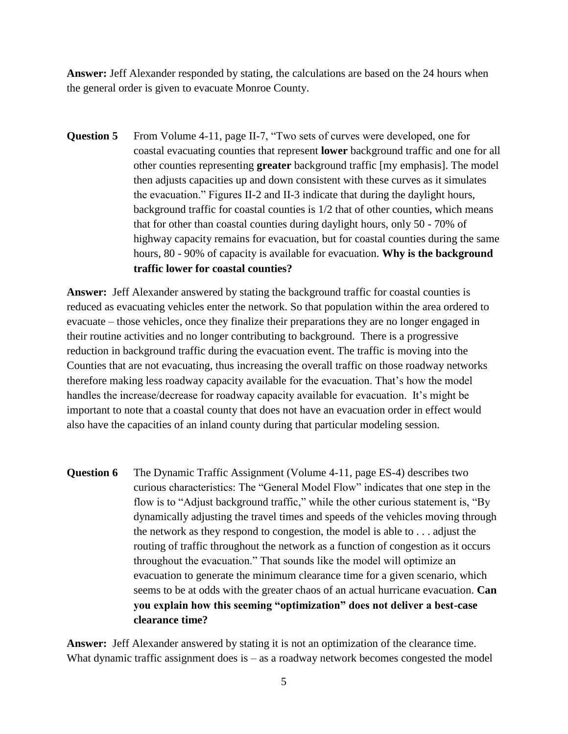**Answer:** Jeff Alexander responded by stating, the calculations are based on the 24 hours when the general order is given to evacuate Monroe County.

**Question 5** From Volume 4-11, page II-7, "Two sets of curves were developed, one for coastal evacuating counties that represent **lower** background traffic and one for all other counties representing **greater** background traffic [my emphasis]. The model then adjusts capacities up and down consistent with these curves as it simulates the evacuation." Figures II-2 and II-3 indicate that during the daylight hours, background traffic for coastal counties is 1/2 that of other counties, which means that for other than coastal counties during daylight hours, only 50 - 70% of highway capacity remains for evacuation, but for coastal counties during the same hours, 80 - 90% of capacity is available for evacuation. **Why is the background traffic lower for coastal counties?**

**Answer:** Jeff Alexander answered by stating the background traffic for coastal counties is reduced as evacuating vehicles enter the network. So that population within the area ordered to evacuate – those vehicles, once they finalize their preparations they are no longer engaged in their routine activities and no longer contributing to background. There is a progressive reduction in background traffic during the evacuation event. The traffic is moving into the Counties that are not evacuating, thus increasing the overall traffic on those roadway networks therefore making less roadway capacity available for the evacuation. That's how the model handles the increase/decrease for roadway capacity available for evacuation. It's might be important to note that a coastal county that does not have an evacuation order in effect would also have the capacities of an inland county during that particular modeling session.

**Question 6** The Dynamic Traffic Assignment (Volume 4-11, page ES-4) describes two curious characteristics: The "General Model Flow" indicates that one step in the flow is to "Adjust background traffic," while the other curious statement is, "By dynamically adjusting the travel times and speeds of the vehicles moving through the network as they respond to congestion, the model is able to . . . adjust the routing of traffic throughout the network as a function of congestion as it occurs throughout the evacuation." That sounds like the model will optimize an evacuation to generate the minimum clearance time for a given scenario, which seems to be at odds with the greater chaos of an actual hurricane evacuation. **Can you explain how this seeming "optimization" does not deliver a best-case clearance time?**

**Answer:** Jeff Alexander answered by stating it is not an optimization of the clearance time. What dynamic traffic assignment does is – as a roadway network becomes congested the model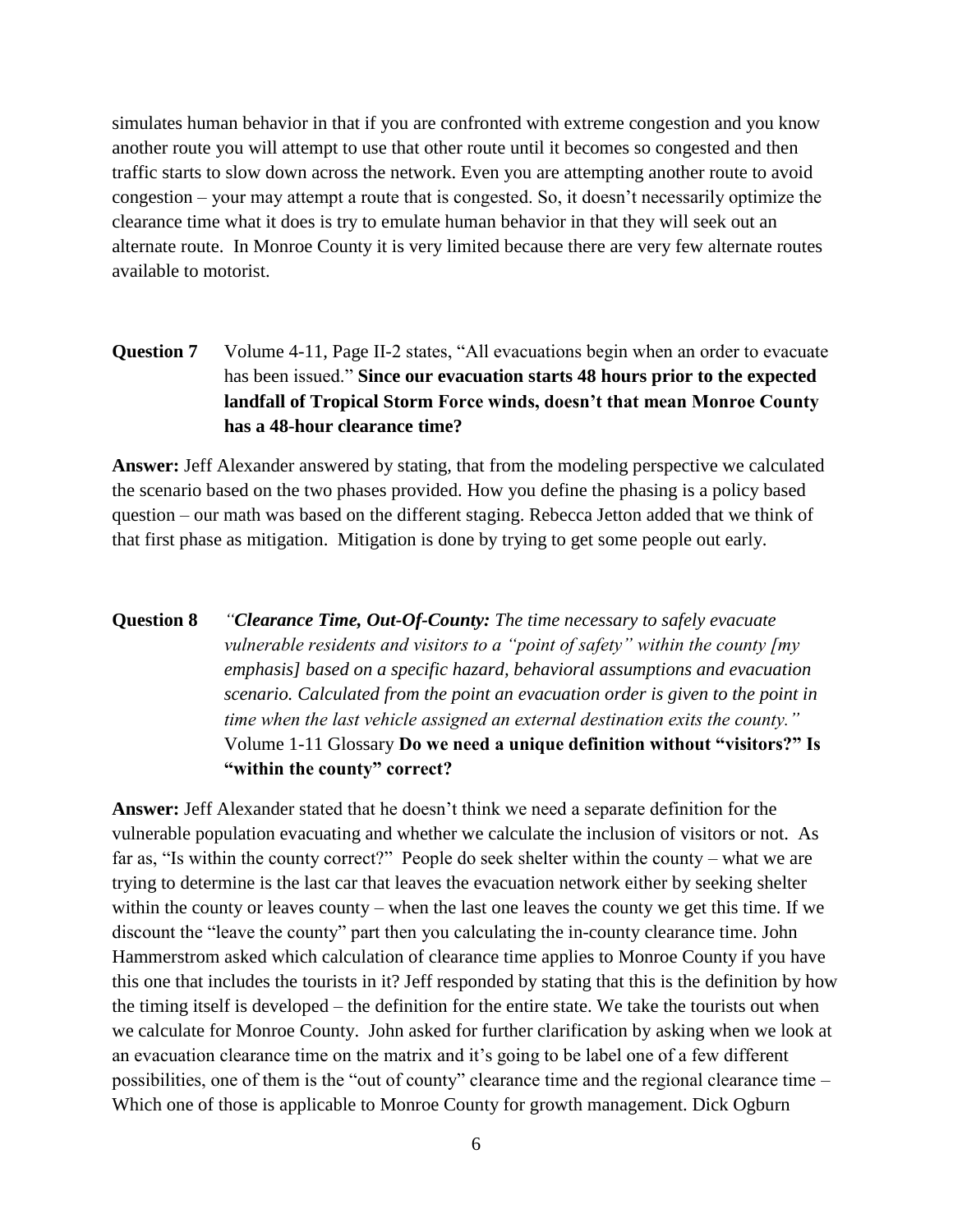simulates human behavior in that if you are confronted with extreme congestion and you know another route you will attempt to use that other route until it becomes so congested and then traffic starts to slow down across the network. Even you are attempting another route to avoid congestion – your may attempt a route that is congested. So, it doesn't necessarily optimize the clearance time what it does is try to emulate human behavior in that they will seek out an alternate route. In Monroe County it is very limited because there are very few alternate routes available to motorist.

**Question 7** Volume 4-11, Page II-2 states, "All evacuations begin when an order to evacuate has been issued." **Since our evacuation starts 48 hours prior to the expected landfall of Tropical Storm Force winds, doesn't that mean Monroe County has a 48-hour clearance time?**

**Answer:** Jeff Alexander answered by stating, that from the modeling perspective we calculated the scenario based on the two phases provided. How you define the phasing is a policy based question – our math was based on the different staging. Rebecca Jetton added that we think of that first phase as mitigation. Mitigation is done by trying to get some people out early.

**Question 8** *"**Clearance Time, Out-Of-County:** The time necessary to safely evacuate vulnerable residents and visitors to a "point of safety" within the county [my emphasis] based on a specific hazard, behavioral assumptions and evacuation scenario. Calculated from the point an evacuation order is given to the point in time when the last vehicle assigned an external destination exits the county."* Volume 1-11 Glossary **Do we need a unique definition without "visitors?" Is "within the county" correct?**

**Answer:** Jeff Alexander stated that he doesn't think we need a separate definition for the vulnerable population evacuating and whether we calculate the inclusion of visitors or not. As far as, "Is within the county correct?" People do seek shelter within the county – what we are trying to determine is the last car that leaves the evacuation network either by seeking shelter within the county or leaves county – when the last one leaves the county we get this time. If we discount the "leave the county" part then you calculating the in-county clearance time. John Hammerstrom asked which calculation of clearance time applies to Monroe County if you have this one that includes the tourists in it? Jeff responded by stating that this is the definition by how the timing itself is developed – the definition for the entire state. We take the tourists out when we calculate for Monroe County. John asked for further clarification by asking when we look at an evacuation clearance time on the matrix and it's going to be label one of a few different possibilities, one of them is the "out of county" clearance time and the regional clearance time – Which one of those is applicable to Monroe County for growth management. Dick Ogburn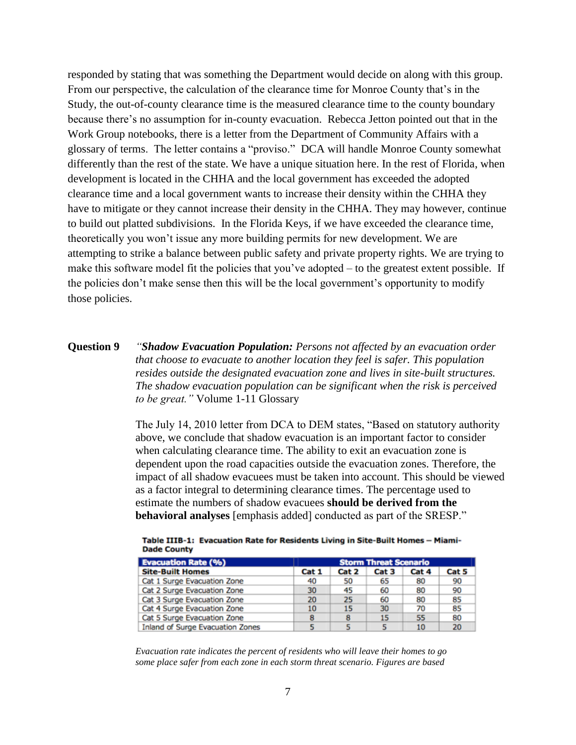responded by stating that was something the Department would decide on along with this group. From our perspective, the calculation of the clearance time for Monroe County that's in the Study, the out-of-county clearance time is the measured clearance time to the county boundary because there's no assumption for in-county evacuation. Rebecca Jetton pointed out that in the Work Group notebooks, there is a letter from the Department of Community Affairs with a glossary of terms. The letter contains a "proviso." DCA will handle Monroe County somewhat differently than the rest of the state. We have a unique situation here. In the rest of Florida, when development is located in the CHHA and the local government has exceeded the adopted clearance time and a local government wants to increase their density within the CHHA they have to mitigate or they cannot increase their density in the CHHA. They may however, continue to build out platted subdivisions. In the Florida Keys, if we have exceeded the clearance time, theoretically you won't issue any more building permits for new development. We are attempting to strike a balance between public safety and private property rights. We are trying to make this software model fit the policies that you've adopted – to the greatest extent possible. If the policies don't make sense then this will be the local government's opportunity to modify those policies.

**Question 9** *"**Shadow Evacuation Population:** Persons not affected by an evacuation order that choose to evacuate to another location they feel is safer. This population resides outside the designated evacuation zone and lives in site-built structures. The shadow evacuation population can be significant when the risk is perceived to be great."* Volume 1-11 Glossary

The July 14, 2010 letter from DCA to DEM states, "Based on statutory authority above, we conclude that shadow evacuation is an important factor to consider when calculating clearance time. The ability to exit an evacuation zone is dependent upon the road capacities outside the evacuation zones. Therefore, the impact of all shadow evacuees must be taken into account. This should be viewed as a factor integral to determining clearance times. The percentage used to estimate the numbers of shadow evacuees **should be derived from the behavioral analyses** [emphasis added] conducted as part of the SRESP."

**Table IIIB-1: Evacuation Rate for Residents Living in Site-Built Homes – Miami-Dade County**

| Evacuation Rate (%) | Storm Threat Scenario | | | | |
|---|---|---|---|---|---|
| Site-Built Homes | Cat 1 | Cat 2 | Cat 3 | Cat 4 | Cat 5 |
| Cat 1 Surge Evacuation Zone | 40 | 50 | 65 | 80 | 90 |
| Cat 2 Surge Evacuation Zone | 30 | 45 | 60 | 80 | 90 |
| Cat 3 Surge Evacuation Zone | 20 | 25 | 60 | 80 | 85 |
| Cat 4 Surge Evacuation Zone | 10 | 15 | 30 | 70 | 85 |
| Cat 5 Surge Evacuation Zone | 8 | 8 | 15 | 55 | 80 |
| Inland of Surge Evacuation Zones | 5 | 5 | 5 | 10 | 20 |

*Evacuation rate indicates the percent of residents who will leave their homes to go some place safer from each zone in each storm threat scenario. Figures are based*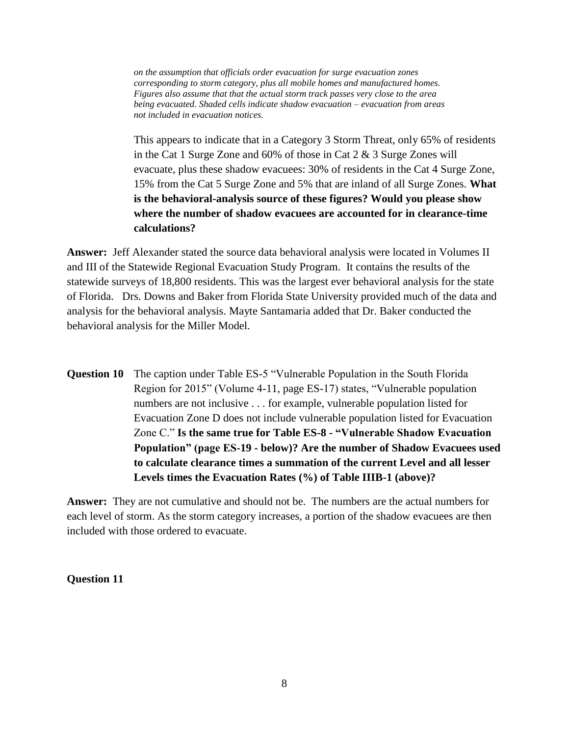*on the assumption that officials order evacuation for surge evacuation zones corresponding to storm category, plus all mobile homes and manufactured homes. Figures also assume that that the actual storm track passes very close to the area being evacuated. Shaded cells indicate shadow evacuation – evacuation from areas not included in evacuation notices.*

This appears to indicate that in a Category 3 Storm Threat, only 65% of residents in the Cat 1 Surge Zone and 60% of those in Cat 2 & 3 Surge Zones will evacuate, plus these shadow evacuees: 30% of residents in the Cat 4 Surge Zone, 15% from the Cat 5 Surge Zone and 5% that are inland of all Surge Zones. **What is the behavioral-analysis source of these figures? Would you please show where the number of shadow evacuees are accounted for in clearance-time calculations?**

**Answer:** Jeff Alexander stated the source data behavioral analysis were located in Volumes II and III of the Statewide Regional Evacuation Study Program. It contains the results of the statewide surveys of 18,800 residents. This was the largest ever behavioral analysis for the state of Florida. Drs. Downs and Baker from Florida State University provided much of the data and analysis for the behavioral analysis. Mayte Santamaria added that Dr. Baker conducted the behavioral analysis for the Miller Model.

**Question 10** The caption under Table ES-5 "Vulnerable Population in the South Florida Region for 2015" (Volume 4-11, page ES-17) states, "Vulnerable population numbers are not inclusive . . . for example, vulnerable population listed for Evacuation Zone D does not include vulnerable population listed for Evacuation Zone C." **Is the same true for Table ES-8 - "Vulnerable Shadow Evacuation Population" (page ES-19 - below)? Are the number of Shadow Evacuees used to calculate clearance times a summation of the current Level and all lesser Levels times the Evacuation Rates (%) of Table IIIB-1 (above)?**

**Answer:** They are not cumulative and should not be. The numbers are the actual numbers for each level of storm. As the storm category increases, a portion of the shadow evacuees are then included with those ordered to evacuate.

**Question 11**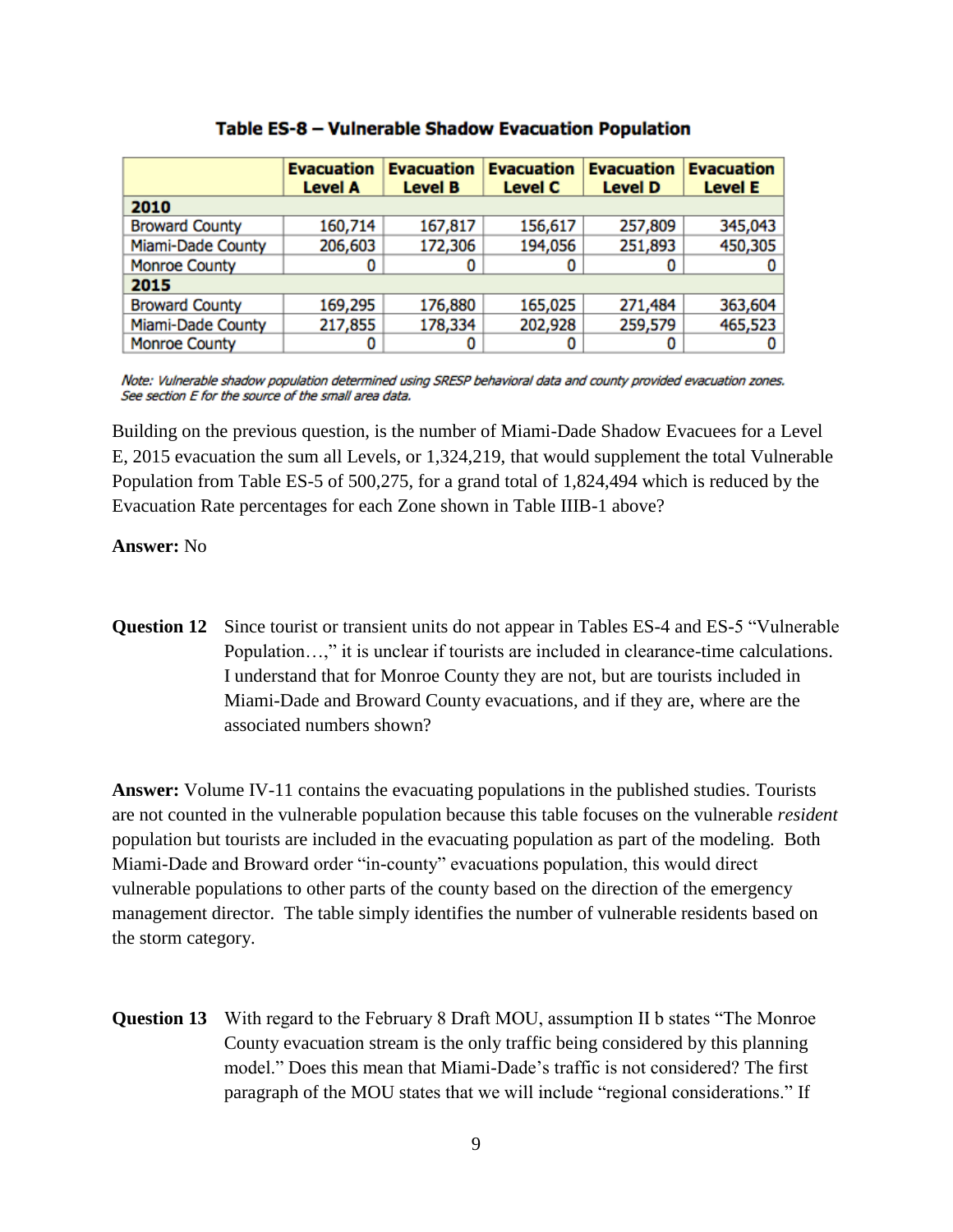**Table ES-8 – Vulnerable Shadow Evacuation Population**

| | Evacuation Level A | Evacuation Level B | Evacuation Level C | Evacuation Level D | Evacuation Level E |
|---|---|---|---|---|---|
| **2010** | | | | | |
| Broward County | 160,714 | 167,817 | 156,617 | 257,809 | 345,043 |
| Miami-Dade County | 206,603 | 172,306 | 194,056 | 251,893 | 450,305 |
| Monroe County | 0 | 0 | 0 | 0 | 0 |
| **2015** | | | | | |
| Broward County | 169,295 | 176,880 | 165,025 | 271,484 | 363,604 |
| Miami-Dade County | 217,855 | 178,334 | 202,928 | 259,579 | 465,523 |
| Monroe County | 0 | 0 | 0 | 0 | 0 |

*Note: Vulnerable shadow population determined using SRESP behavioral data and county provided evacuation zones. See section E for the source of the small area data.*

Building on the previous question, is the number of Miami-Dade Shadow Evacuees for a Level E, 2015 evacuation the sum all Levels, or 1,324,219, that would supplement the total Vulnerable Population from Table ES-5 of 500,275, for a grand total of 1,824,494 which is reduced by the Evacuation Rate percentages for each Zone shown in Table IIIB-1 above?

**Answer:** No

**Question 12** Since tourist or transient units do not appear in Tables ES-4 and ES-5 "Vulnerable Population…," it is unclear if tourists are included in clearance-time calculations. I understand that for Monroe County they are not, but are tourists included in Miami-Dade and Broward County evacuations, and if they are, where are the associated numbers shown?

**Answer:** Volume IV-11 contains the evacuating populations in the published studies. Tourists are not counted in the vulnerable population because this table focuses on the vulnerable *resident* population but tourists are included in the evacuating population as part of the modeling. Both Miami-Dade and Broward order "in-county" evacuations population, this would direct vulnerable populations to other parts of the county based on the direction of the emergency management director. The table simply identifies the number of vulnerable residents based on the storm category.

**Question 13** With regard to the February 8 Draft MOU, assumption II b states "The Monroe County evacuation stream is the only traffic being considered by this planning model." Does this mean that Miami-Dade's traffic is not considered? The first paragraph of the MOU states that we will include "regional considerations." If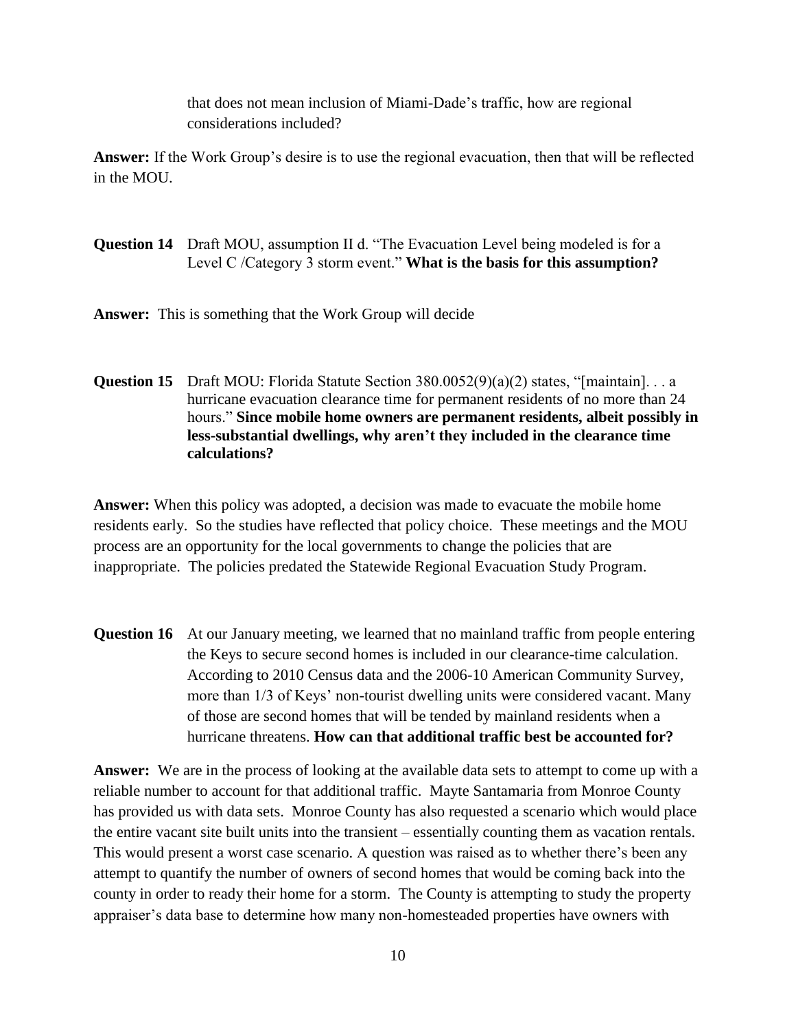that does not mean inclusion of Miami-Dade's traffic, how are regional considerations included?

**Answer:** If the Work Group's desire is to use the regional evacuation, then that will be reflected in the MOU.

**Question 14** Draft MOU, assumption II d. "The Evacuation Level being modeled is for a Level C /Category 3 storm event." **What is the basis for this assumption?**

**Answer:** This is something that the Work Group will decide

**Question 15** Draft MOU: Florida Statute Section 380.0052(9)(a)(2) states, "[maintain]. . . a hurricane evacuation clearance time for permanent residents of no more than 24 hours." **Since mobile home owners are permanent residents, albeit possibly in less-substantial dwellings, why aren't they included in the clearance time calculations?**

**Answer:** When this policy was adopted, a decision was made to evacuate the mobile home residents early. So the studies have reflected that policy choice. These meetings and the MOU process are an opportunity for the local governments to change the policies that are inappropriate. The policies predated the Statewide Regional Evacuation Study Program.

**Question 16** At our January meeting, we learned that no mainland traffic from people entering the Keys to secure second homes is included in our clearance-time calculation. According to 2010 Census data and the 2006-10 American Community Survey, more than 1/3 of Keys' non-tourist dwelling units were considered vacant. Many of those are second homes that will be tended by mainland residents when a hurricane threatens. **How can that additional traffic best be accounted for?**

**Answer:** We are in the process of looking at the available data sets to attempt to come up with a reliable number to account for that additional traffic. Mayte Santamaria from Monroe County has provided us with data sets. Monroe County has also requested a scenario which would place the entire vacant site built units into the transient – essentially counting them as vacation rentals. This would present a worst case scenario. A question was raised as to whether there's been any attempt to quantify the number of owners of second homes that would be coming back into the county in order to ready their home for a storm. The County is attempting to study the property appraiser's data base to determine how many non-homesteaded properties have owners with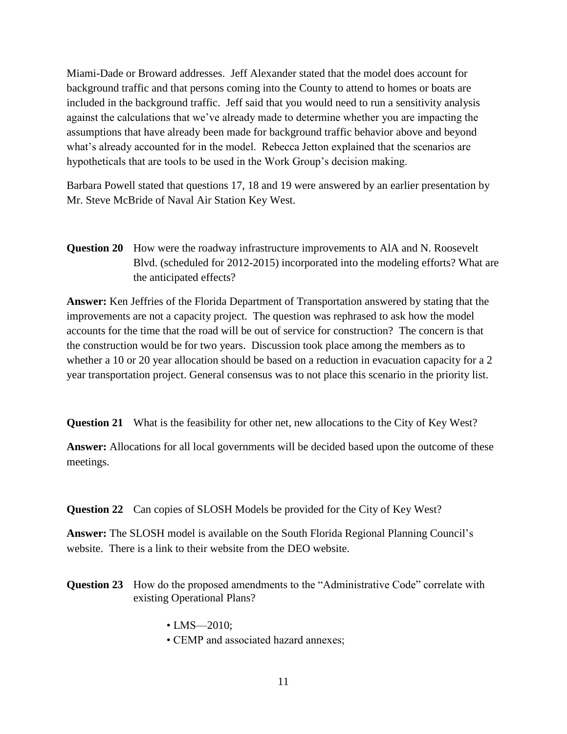Miami-Dade or Broward addresses. Jeff Alexander stated that the model does account for background traffic and that persons coming into the County to attend to homes or boats are included in the background traffic. Jeff said that you would need to run a sensitivity analysis against the calculations that we've already made to determine whether you are impacting the assumptions that have already been made for background traffic behavior above and beyond what's already accounted for in the model. Rebecca Jetton explained that the scenarios are hypotheticals that are tools to be used in the Work Group's decision making.

Barbara Powell stated that questions 17, 18 and 19 were answered by an earlier presentation by Mr. Steve McBride of Naval Air Station Key West.

**Question 20** How were the roadway infrastructure improvements to AlA and N. Roosevelt Blvd. (scheduled for 2012-2015) incorporated into the modeling efforts? What are the anticipated effects?

**Answer:** Ken Jeffries of the Florida Department of Transportation answered by stating that the improvements are not a capacity project. The question was rephrased to ask how the model accounts for the time that the road will be out of service for construction? The concern is that the construction would be for two years. Discussion took place among the members as to whether a 10 or 20 year allocation should be based on a reduction in evacuation capacity for a 2 year transportation project. General consensus was to not place this scenario in the priority list.

**Question 21** What is the feasibility for other net, new allocations to the City of Key West?

**Answer:** Allocations for all local governments will be decided based upon the outcome of these meetings.

**Question 22** Can copies of SLOSH Models be provided for the City of Key West?

**Answer:** The SLOSH model is available on the South Florida Regional Planning Council's website. There is a link to their website from the DEO website.

**Question 23** How do the proposed amendments to the "Administrative Code" correlate with existing Operational Plans?

- LMS—2010;
- CEMP and associated hazard annexes;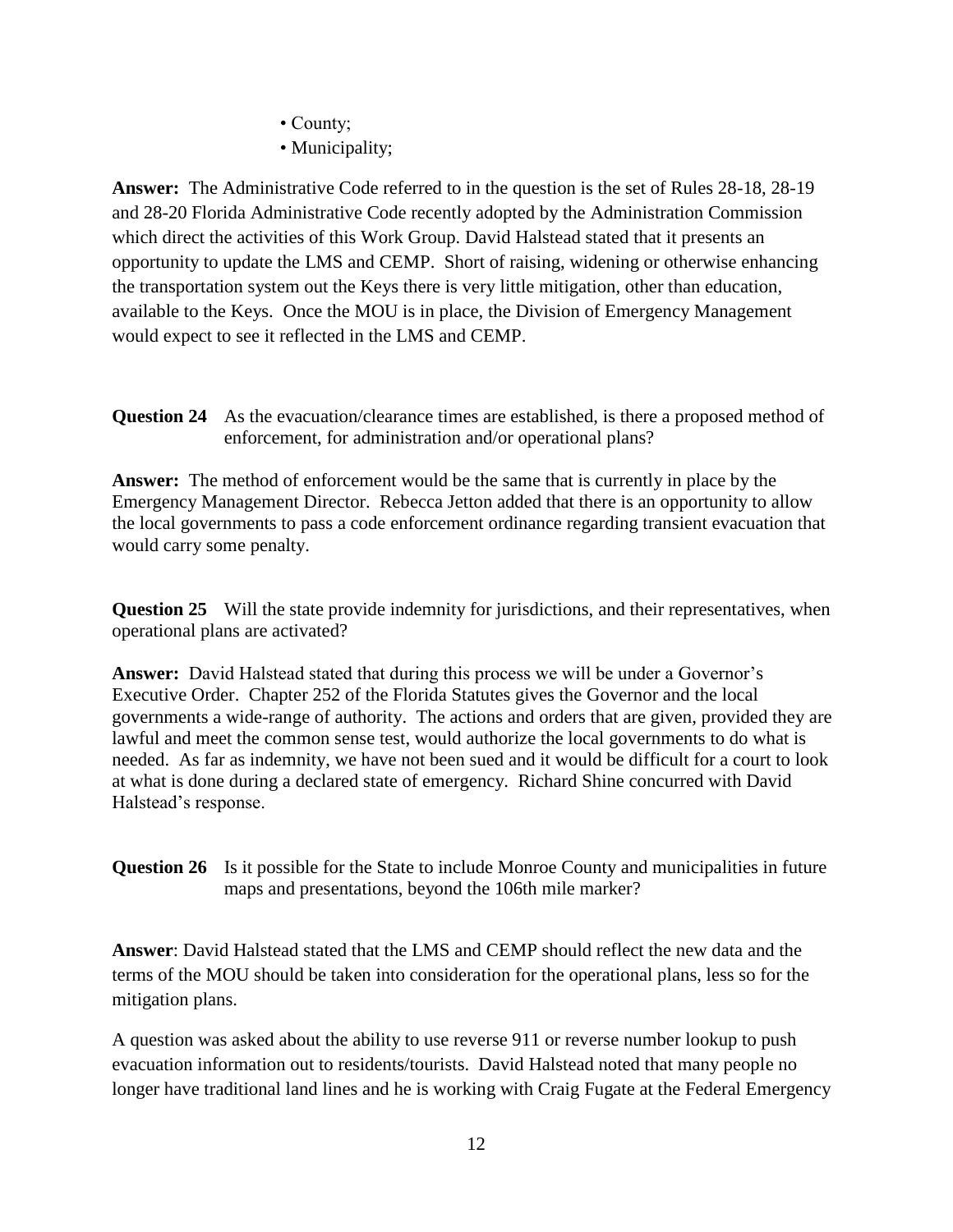- County;
- Municipality;

**Answer:** The Administrative Code referred to in the question is the set of Rules 28-18, 28-19 and 28-20 Florida Administrative Code recently adopted by the Administration Commission which direct the activities of this Work Group. David Halstead stated that it presents an opportunity to update the LMS and CEMP. Short of raising, widening or otherwise enhancing the transportation system out the Keys there is very little mitigation, other than education, available to the Keys. Once the MOU is in place, the Division of Emergency Management would expect to see it reflected in the LMS and CEMP.

**Question 24** As the evacuation/clearance times are established, is there a proposed method of enforcement, for administration and/or operational plans?

**Answer:** The method of enforcement would be the same that is currently in place by the Emergency Management Director. Rebecca Jetton added that there is an opportunity to allow the local governments to pass a code enforcement ordinance regarding transient evacuation that would carry some penalty.

**Question 25** Will the state provide indemnity for jurisdictions, and their representatives, when operational plans are activated?

**Answer:** David Halstead stated that during this process we will be under a Governor's Executive Order. Chapter 252 of the Florida Statutes gives the Governor and the local governments a wide-range of authority. The actions and orders that are given, provided they are lawful and meet the common sense test, would authorize the local governments to do what is needed. As far as indemnity, we have not been sued and it would be difficult for a court to look at what is done during a declared state of emergency. Richard Shine concurred with David Halstead's response.

**Question 26** Is it possible for the State to include Monroe County and municipalities in future maps and presentations, beyond the 106th mile marker?

**Answer**: David Halstead stated that the LMS and CEMP should reflect the new data and the terms of the MOU should be taken into consideration for the operational plans, less so for the mitigation plans.

A question was asked about the ability to use reverse 911 or reverse number lookup to push evacuation information out to residents/tourists. David Halstead noted that many people no longer have traditional land lines and he is working with Craig Fugate at the Federal Emergency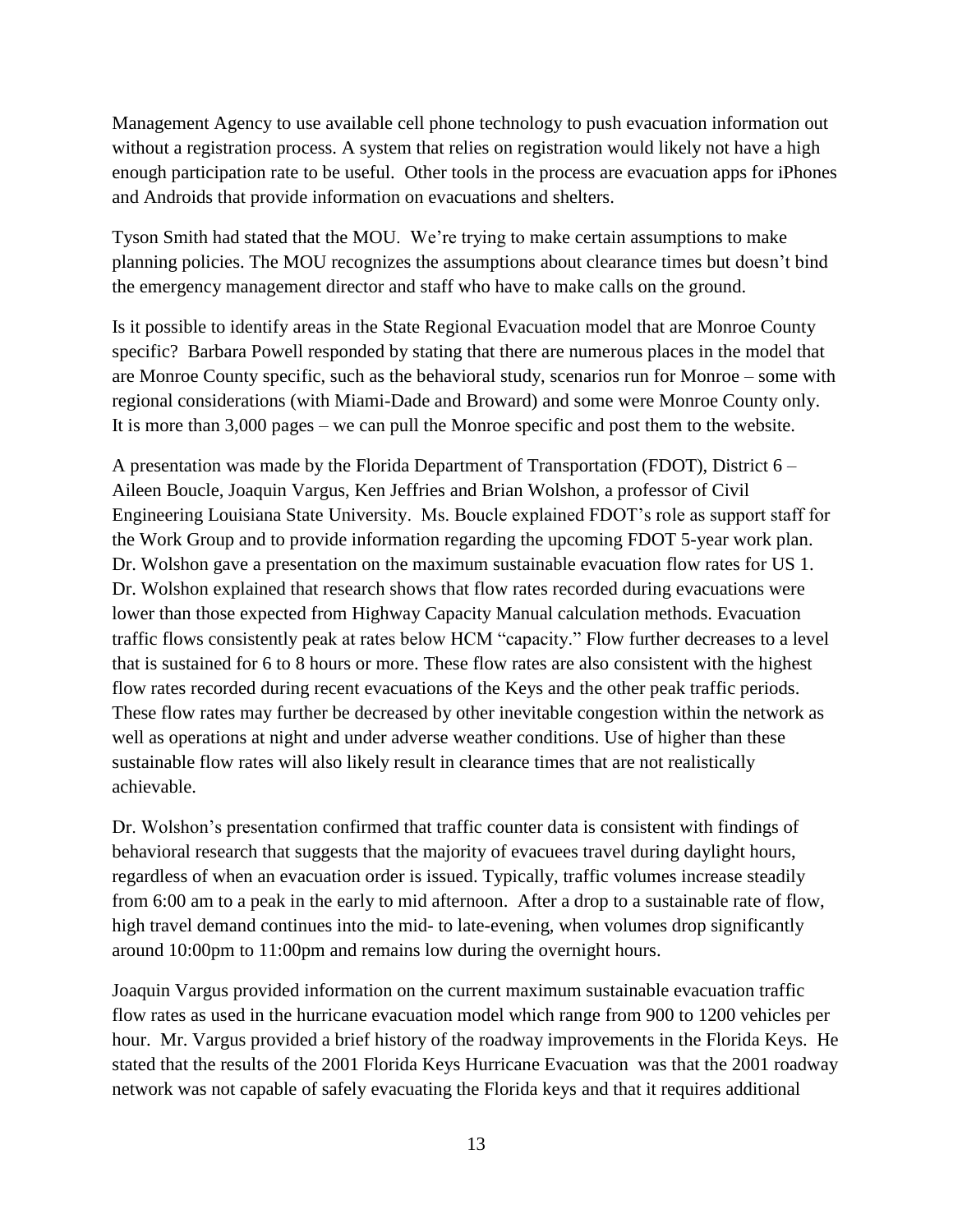Management Agency to use available cell phone technology to push evacuation information out without a registration process. A system that relies on registration would likely not have a high enough participation rate to be useful. Other tools in the process are evacuation apps for iPhones and Androids that provide information on evacuations and shelters.

Tyson Smith had stated that the MOU. We're trying to make certain assumptions to make planning policies. The MOU recognizes the assumptions about clearance times but doesn't bind the emergency management director and staff who have to make calls on the ground.

Is it possible to identify areas in the State Regional Evacuation model that are Monroe County specific? Barbara Powell responded by stating that there are numerous places in the model that are Monroe County specific, such as the behavioral study, scenarios run for Monroe – some with regional considerations (with Miami-Dade and Broward) and some were Monroe County only. It is more than 3,000 pages – we can pull the Monroe specific and post them to the website.

A presentation was made by the Florida Department of Transportation (FDOT), District 6 – Aileen Boucle, Joaquin Vargus, Ken Jeffries and Brian Wolshon, a professor of Civil Engineering Louisiana State University. Ms. Boucle explained FDOT's role as support staff for the Work Group and to provide information regarding the upcoming FDOT 5-year work plan. Dr. Wolshon gave a presentation on the maximum sustainable evacuation flow rates for US 1. Dr. Wolshon explained that research shows that flow rates recorded during evacuations were lower than those expected from Highway Capacity Manual calculation methods. Evacuation traffic flows consistently peak at rates below HCM "capacity." Flow further decreases to a level that is sustained for 6 to 8 hours or more. These flow rates are also consistent with the highest flow rates recorded during recent evacuations of the Keys and the other peak traffic periods. These flow rates may further be decreased by other inevitable congestion within the network as well as operations at night and under adverse weather conditions. Use of higher than these sustainable flow rates will also likely result in clearance times that are not realistically achievable.

Dr. Wolshon's presentation confirmed that traffic counter data is consistent with findings of behavioral research that suggests that the majority of evacuees travel during daylight hours, regardless of when an evacuation order is issued. Typically, traffic volumes increase steadily from 6:00 am to a peak in the early to mid afternoon. After a drop to a sustainable rate of flow, high travel demand continues into the mid- to late-evening, when volumes drop significantly around 10:00pm to 11:00pm and remains low during the overnight hours.

Joaquin Vargus provided information on the current maximum sustainable evacuation traffic flow rates as used in the hurricane evacuation model which range from 900 to 1200 vehicles per hour. Mr. Vargus provided a brief history of the roadway improvements in the Florida Keys. He stated that the results of the 2001 Florida Keys Hurricane Evacuation was that the 2001 roadway network was not capable of safely evacuating the Florida keys and that it requires additional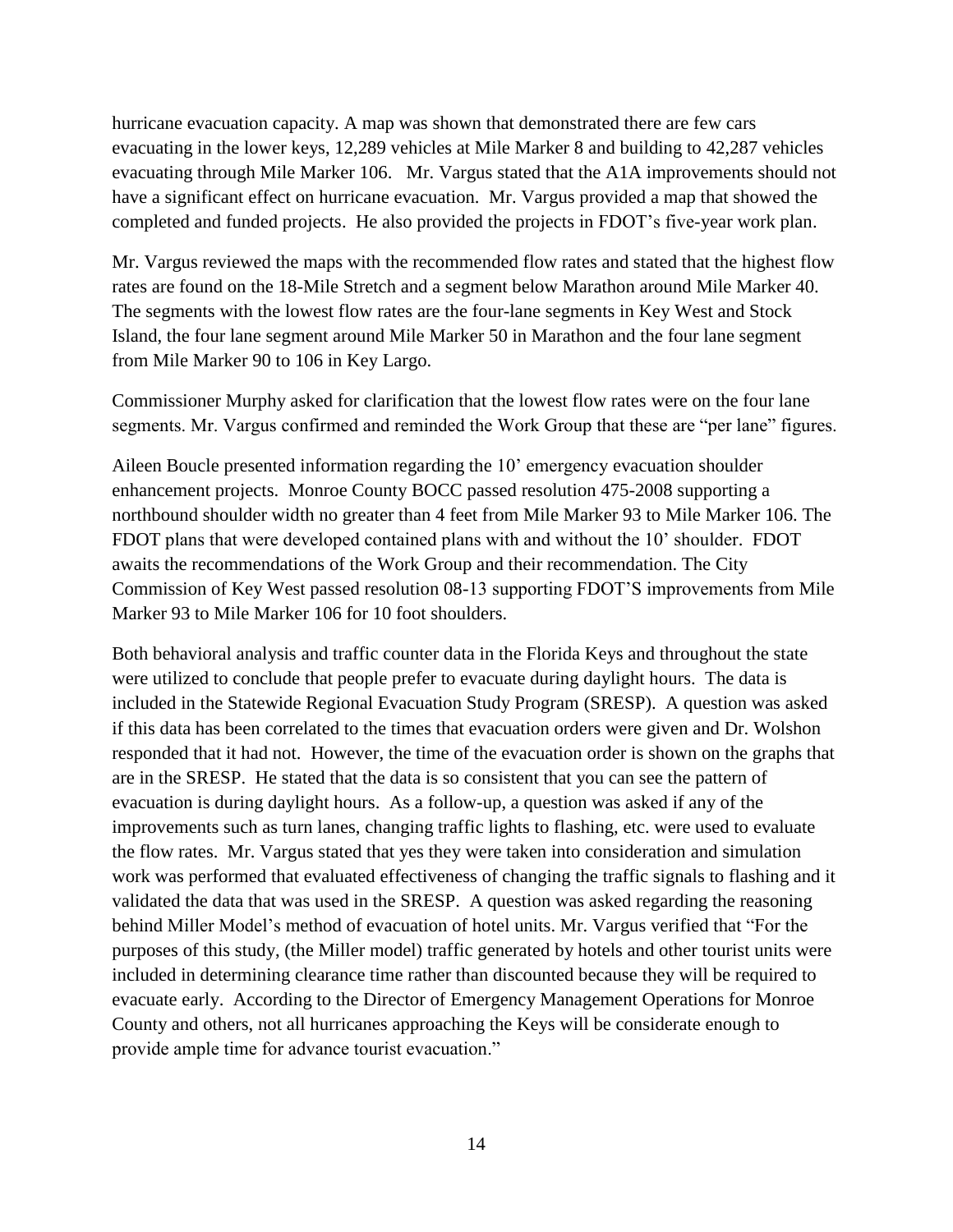hurricane evacuation capacity. A map was shown that demonstrated there are few cars evacuating in the lower keys, 12,289 vehicles at Mile Marker 8 and building to 42,287 vehicles evacuating through Mile Marker 106. Mr. Vargus stated that the A1A improvements should not have a significant effect on hurricane evacuation. Mr. Vargus provided a map that showed the completed and funded projects. He also provided the projects in FDOT's five-year work plan.

Mr. Vargus reviewed the maps with the recommended flow rates and stated that the highest flow rates are found on the 18-Mile Stretch and a segment below Marathon around Mile Marker 40. The segments with the lowest flow rates are the four-lane segments in Key West and Stock Island, the four lane segment around Mile Marker 50 in Marathon and the four lane segment from Mile Marker 90 to 106 in Key Largo.

Commissioner Murphy asked for clarification that the lowest flow rates were on the four lane segments. Mr. Vargus confirmed and reminded the Work Group that these are "per lane" figures.

Aileen Boucle presented information regarding the 10' emergency evacuation shoulder enhancement projects. Monroe County BOCC passed resolution 475-2008 supporting a northbound shoulder width no greater than 4 feet from Mile Marker 93 to Mile Marker 106. The FDOT plans that were developed contained plans with and without the 10' shoulder. FDOT awaits the recommendations of the Work Group and their recommendation. The City Commission of Key West passed resolution 08-13 supporting FDOT'S improvements from Mile Marker 93 to Mile Marker 106 for 10 foot shoulders.

Both behavioral analysis and traffic counter data in the Florida Keys and throughout the state were utilized to conclude that people prefer to evacuate during daylight hours. The data is included in the Statewide Regional Evacuation Study Program (SRESP). A question was asked if this data has been correlated to the times that evacuation orders were given and Dr. Wolshon responded that it had not. However, the time of the evacuation order is shown on the graphs that are in the SRESP. He stated that the data is so consistent that you can see the pattern of evacuation is during daylight hours. As a follow-up, a question was asked if any of the improvements such as turn lanes, changing traffic lights to flashing, etc. were used to evaluate the flow rates. Mr. Vargus stated that yes they were taken into consideration and simulation work was performed that evaluated effectiveness of changing the traffic signals to flashing and it validated the data that was used in the SRESP. A question was asked regarding the reasoning behind Miller Model's method of evacuation of hotel units. Mr. Vargus verified that "For the purposes of this study, (the Miller model) traffic generated by hotels and other tourist units were included in determining clearance time rather than discounted because they will be required to evacuate early. According to the Director of Emergency Management Operations for Monroe County and others, not all hurricanes approaching the Keys will be considerate enough to provide ample time for advance tourist evacuation."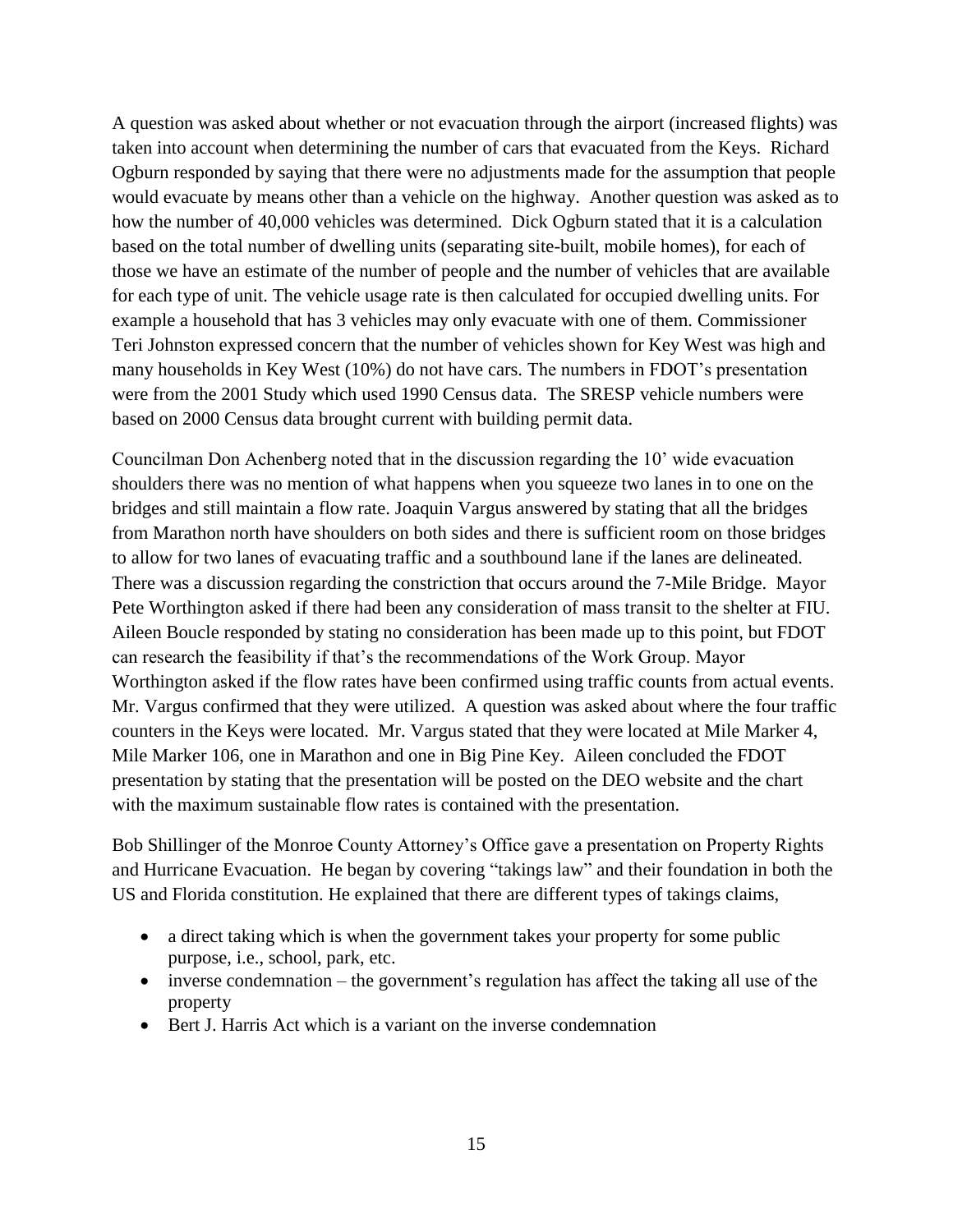A question was asked about whether or not evacuation through the airport (increased flights) was taken into account when determining the number of cars that evacuated from the Keys. Richard Ogburn responded by saying that there were no adjustments made for the assumption that people would evacuate by means other than a vehicle on the highway. Another question was asked as to how the number of 40,000 vehicles was determined. Dick Ogburn stated that it is a calculation based on the total number of dwelling units (separating site-built, mobile homes), for each of those we have an estimate of the number of people and the number of vehicles that are available for each type of unit. The vehicle usage rate is then calculated for occupied dwelling units. For example a household that has 3 vehicles may only evacuate with one of them. Commissioner Teri Johnston expressed concern that the number of vehicles shown for Key West was high and many households in Key West (10%) do not have cars. The numbers in FDOT's presentation were from the 2001 Study which used 1990 Census data. The SRESP vehicle numbers were based on 2000 Census data brought current with building permit data.

Councilman Don Achenberg noted that in the discussion regarding the 10' wide evacuation shoulders there was no mention of what happens when you squeeze two lanes in to one on the bridges and still maintain a flow rate. Joaquin Vargus answered by stating that all the bridges from Marathon north have shoulders on both sides and there is sufficient room on those bridges to allow for two lanes of evacuating traffic and a southbound lane if the lanes are delineated. There was a discussion regarding the constriction that occurs around the 7-Mile Bridge. Mayor Pete Worthington asked if there had been any consideration of mass transit to the shelter at FIU. Aileen Boucle responded by stating no consideration has been made up to this point, but FDOT can research the feasibility if that's the recommendations of the Work Group. Mayor Worthington asked if the flow rates have been confirmed using traffic counts from actual events. Mr. Vargus confirmed that they were utilized. A question was asked about where the four traffic counters in the Keys were located. Mr. Vargus stated that they were located at Mile Marker 4, Mile Marker 106, one in Marathon and one in Big Pine Key. Aileen concluded the FDOT presentation by stating that the presentation will be posted on the DEO website and the chart with the maximum sustainable flow rates is contained with the presentation.

Bob Shillinger of the Monroe County Attorney's Office gave a presentation on Property Rights and Hurricane Evacuation. He began by covering "takings law" and their foundation in both the US and Florida constitution. He explained that there are different types of takings claims,

- a direct taking which is when the government takes your property for some public purpose, i.e., school, park, etc.
- inverse condemnation – the government's regulation has affect the taking all use of the property
- Bert J. Harris Act which is a variant on the inverse condemnation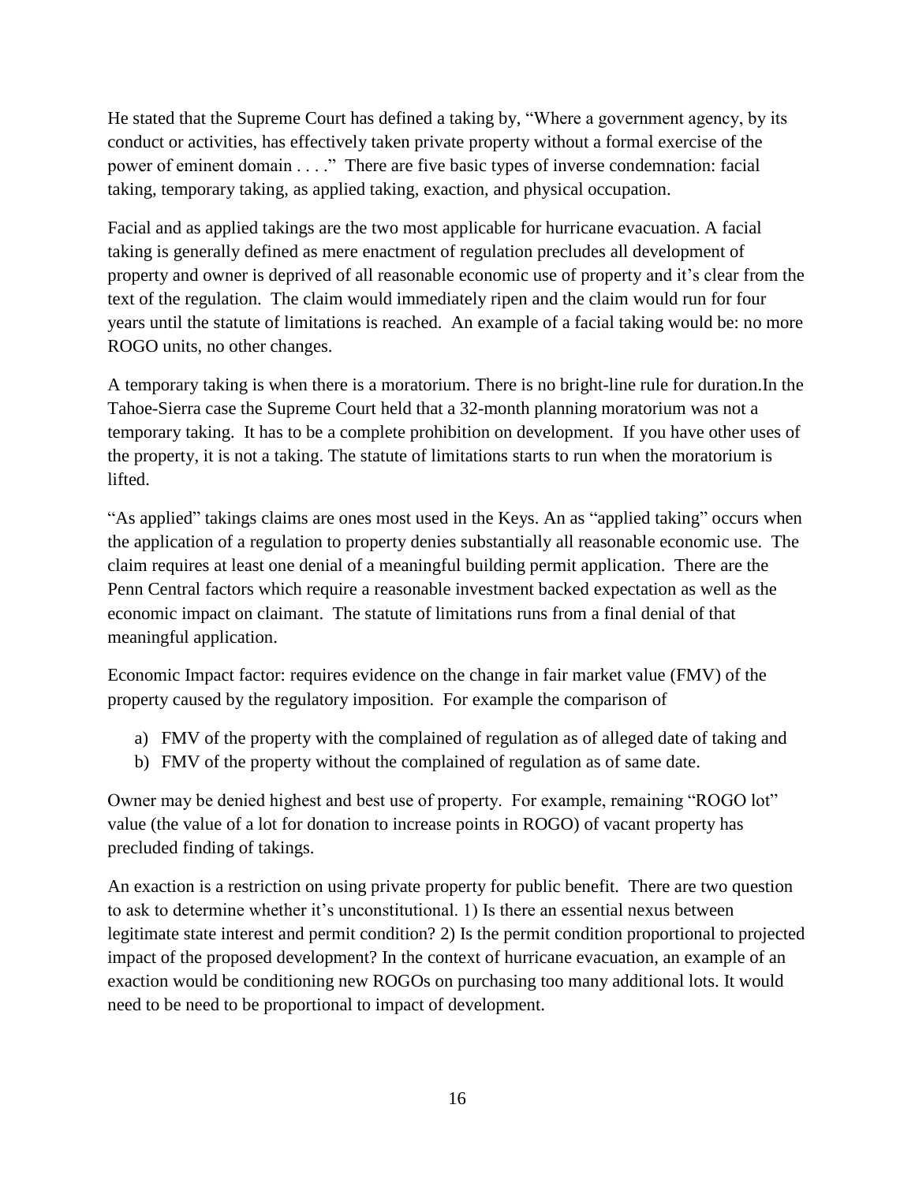He stated that the Supreme Court has defined a taking by, "Where a government agency, by its conduct or activities, has effectively taken private property without a formal exercise of the power of eminent domain . . . ." There are five basic types of inverse condemnation: facial taking, temporary taking, as applied taking, exaction, and physical occupation.

Facial and as applied takings are the two most applicable for hurricane evacuation. A facial taking is generally defined as mere enactment of regulation precludes all development of property and owner is deprived of all reasonable economic use of property and it's clear from the text of the regulation. The claim would immediately ripen and the claim would run for four years until the statute of limitations is reached. An example of a facial taking would be: no more ROGO units, no other changes.

A temporary taking is when there is a moratorium. There is no bright-line rule for duration.In the Tahoe-Sierra case the Supreme Court held that a 32-month planning moratorium was not a temporary taking. It has to be a complete prohibition on development. If you have other uses of the property, it is not a taking. The statute of limitations starts to run when the moratorium is lifted.

"As applied" takings claims are ones most used in the Keys. An as "applied taking" occurs when the application of a regulation to property denies substantially all reasonable economic use. The claim requires at least one denial of a meaningful building permit application. There are the Penn Central factors which require a reasonable investment backed expectation as well as the economic impact on claimant. The statute of limitations runs from a final denial of that meaningful application.

Economic Impact factor: requires evidence on the change in fair market value (FMV) of the property caused by the regulatory imposition. For example the comparison of

a) FMV of the property with the complained of regulation as of alleged date of taking and
b) FMV of the property without the complained of regulation as of same date.

Owner may be denied highest and best use of property. For example, remaining "ROGO lot" value (the value of a lot for donation to increase points in ROGO) of vacant property has precluded finding of takings.

An exaction is a restriction on using private property for public benefit. There are two question to ask to determine whether it's unconstitutional. 1) Is there an essential nexus between legitimate state interest and permit condition? 2) Is the permit condition proportional to projected impact of the proposed development? In the context of hurricane evacuation, an example of an exaction would be conditioning new ROGOs on purchasing too many additional lots. It would need to be need to be proportional to impact of development.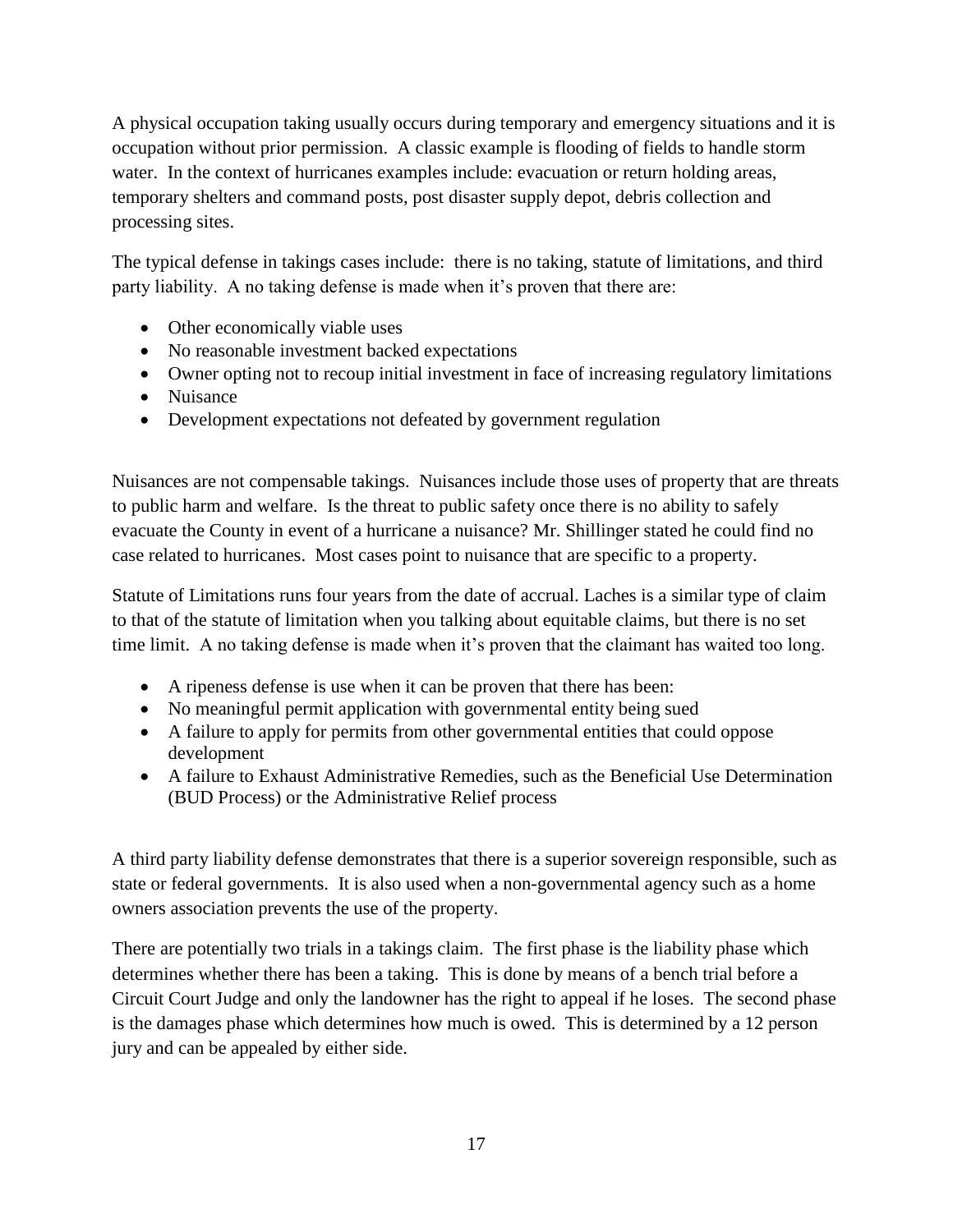A physical occupation taking usually occurs during temporary and emergency situations and it is occupation without prior permission. A classic example is flooding of fields to handle storm water. In the context of hurricanes examples include: evacuation or return holding areas, temporary shelters and command posts, post disaster supply depot, debris collection and processing sites.

The typical defense in takings cases include: there is no taking, statute of limitations, and third party liability. A no taking defense is made when it's proven that there are:

- Other economically viable uses
- No reasonable investment backed expectations
- Owner opting not to recoup initial investment in face of increasing regulatory limitations
- Nuisance
- Development expectations not defeated by government regulation

Nuisances are not compensable takings. Nuisances include those uses of property that are threats to public harm and welfare. Is the threat to public safety once there is no ability to safely evacuate the County in event of a hurricane a nuisance? Mr. Shillinger stated he could find no case related to hurricanes. Most cases point to nuisance that are specific to a property.

Statute of Limitations runs four years from the date of accrual. Laches is a similar type of claim to that of the statute of limitation when you talking about equitable claims, but there is no set time limit. A no taking defense is made when it's proven that the claimant has waited too long.

- A ripeness defense is use when it can be proven that there has been:
- No meaningful permit application with governmental entity being sued
- A failure to apply for permits from other governmental entities that could oppose development
- A failure to Exhaust Administrative Remedies, such as the Beneficial Use Determination (BUD Process) or the Administrative Relief process

A third party liability defense demonstrates that there is a superior sovereign responsible, such as state or federal governments. It is also used when a non-governmental agency such as a home owners association prevents the use of the property.

There are potentially two trials in a takings claim. The first phase is the liability phase which determines whether there has been a taking. This is done by means of a bench trial before a Circuit Court Judge and only the landowner has the right to appeal if he loses. The second phase is the damages phase which determines how much is owed. This is determined by a 12 person jury and can be appealed by either side.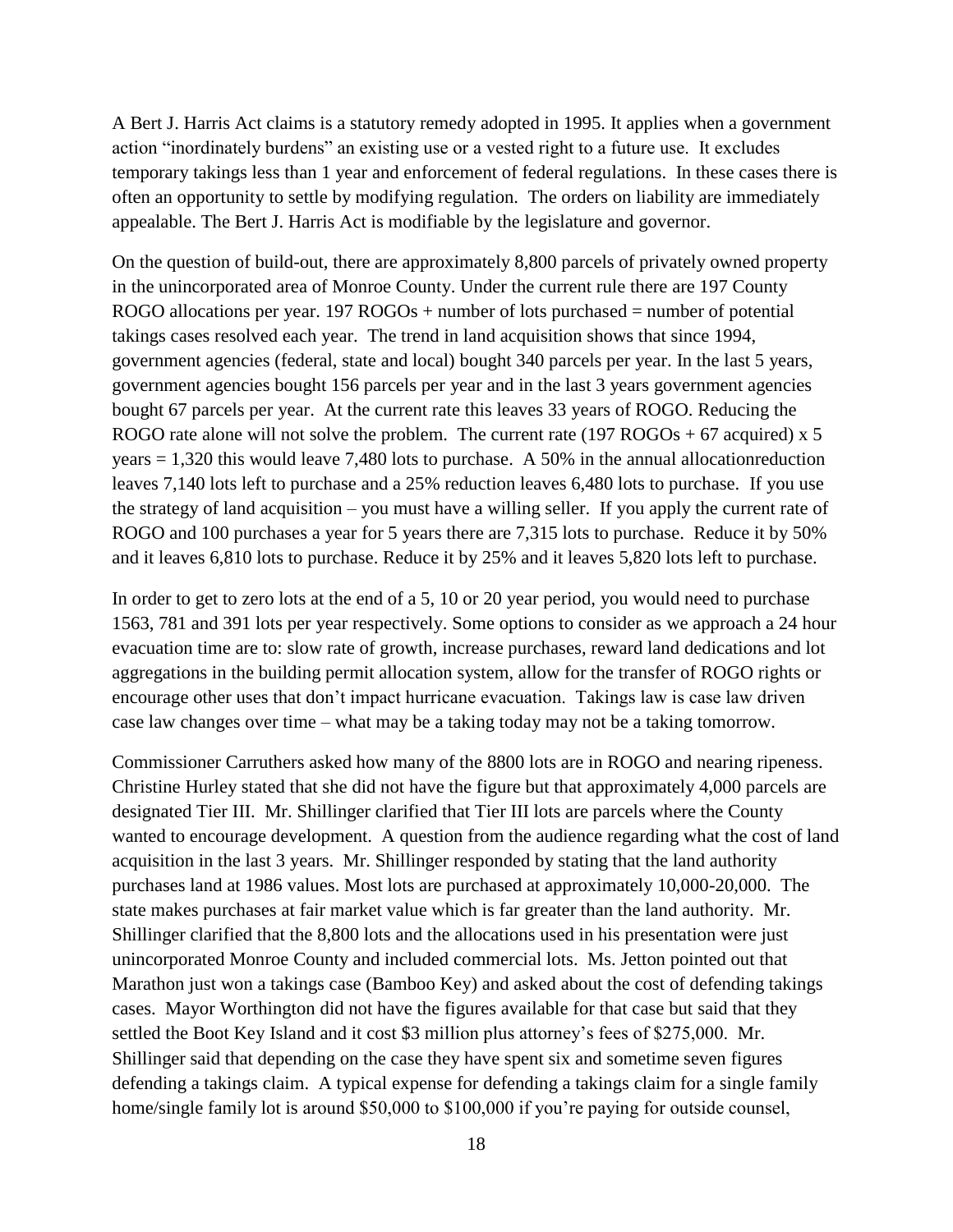A Bert J. Harris Act claims is a statutory remedy adopted in 1995. It applies when a government action "inordinately burdens" an existing use or a vested right to a future use. It excludes temporary takings less than 1 year and enforcement of federal regulations. In these cases there is often an opportunity to settle by modifying regulation. The orders on liability are immediately appealable. The Bert J. Harris Act is modifiable by the legislature and governor.

On the question of build-out, there are approximately 8,800 parcels of privately owned property in the unincorporated area of Monroe County. Under the current rule there are 197 County ROGO allocations per year. 197 ROGOs + number of lots purchased = number of potential takings cases resolved each year. The trend in land acquisition shows that since 1994, government agencies (federal, state and local) bought 340 parcels per year. In the last 5 years, government agencies bought 156 parcels per year and in the last 3 years government agencies bought 67 parcels per year. At the current rate this leaves 33 years of ROGO. Reducing the ROGO rate alone will not solve the problem. The current rate (197 ROGOs + 67 acquired) x 5 years = 1,320 this would leave 7,480 lots to purchase. A 50% in the annual allocationreduction leaves 7,140 lots left to purchase and a 25% reduction leaves 6,480 lots to purchase. If you use the strategy of land acquisition – you must have a willing seller. If you apply the current rate of ROGO and 100 purchases a year for 5 years there are 7,315 lots to purchase. Reduce it by 50% and it leaves 6,810 lots to purchase. Reduce it by 25% and it leaves 5,820 lots left to purchase.

In order to get to zero lots at the end of a 5, 10 or 20 year period, you would need to purchase 1563, 781 and 391 lots per year respectively. Some options to consider as we approach a 24 hour evacuation time are to: slow rate of growth, increase purchases, reward land dedications and lot aggregations in the building permit allocation system, allow for the transfer of ROGO rights or encourage other uses that don't impact hurricane evacuation. Takings law is case law driven case law changes over time – what may be a taking today may not be a taking tomorrow.

Commissioner Carruthers asked how many of the 8800 lots are in ROGO and nearing ripeness. Christine Hurley stated that she did not have the figure but that approximately 4,000 parcels are designated Tier III. Mr. Shillinger clarified that Tier III lots are parcels where the County wanted to encourage development. A question from the audience regarding what the cost of land acquisition in the last 3 years. Mr. Shillinger responded by stating that the land authority purchases land at 1986 values. Most lots are purchased at approximately 10,000-20,000. The state makes purchases at fair market value which is far greater than the land authority. Mr. Shillinger clarified that the 8,800 lots and the allocations used in his presentation were just unincorporated Monroe County and included commercial lots. Ms. Jetton pointed out that Marathon just won a takings case (Bamboo Key) and asked about the cost of defending takings cases. Mayor Worthington did not have the figures available for that case but said that they settled the Boot Key Island and it cost $3 million plus attorney's fees of $275,000. Mr. Shillinger said that depending on the case they have spent six and sometime seven figures defending a takings claim. A typical expense for defending a takings claim for a single family home/single family lot is around $50,000 to $100,000 if you're paying for outside counsel,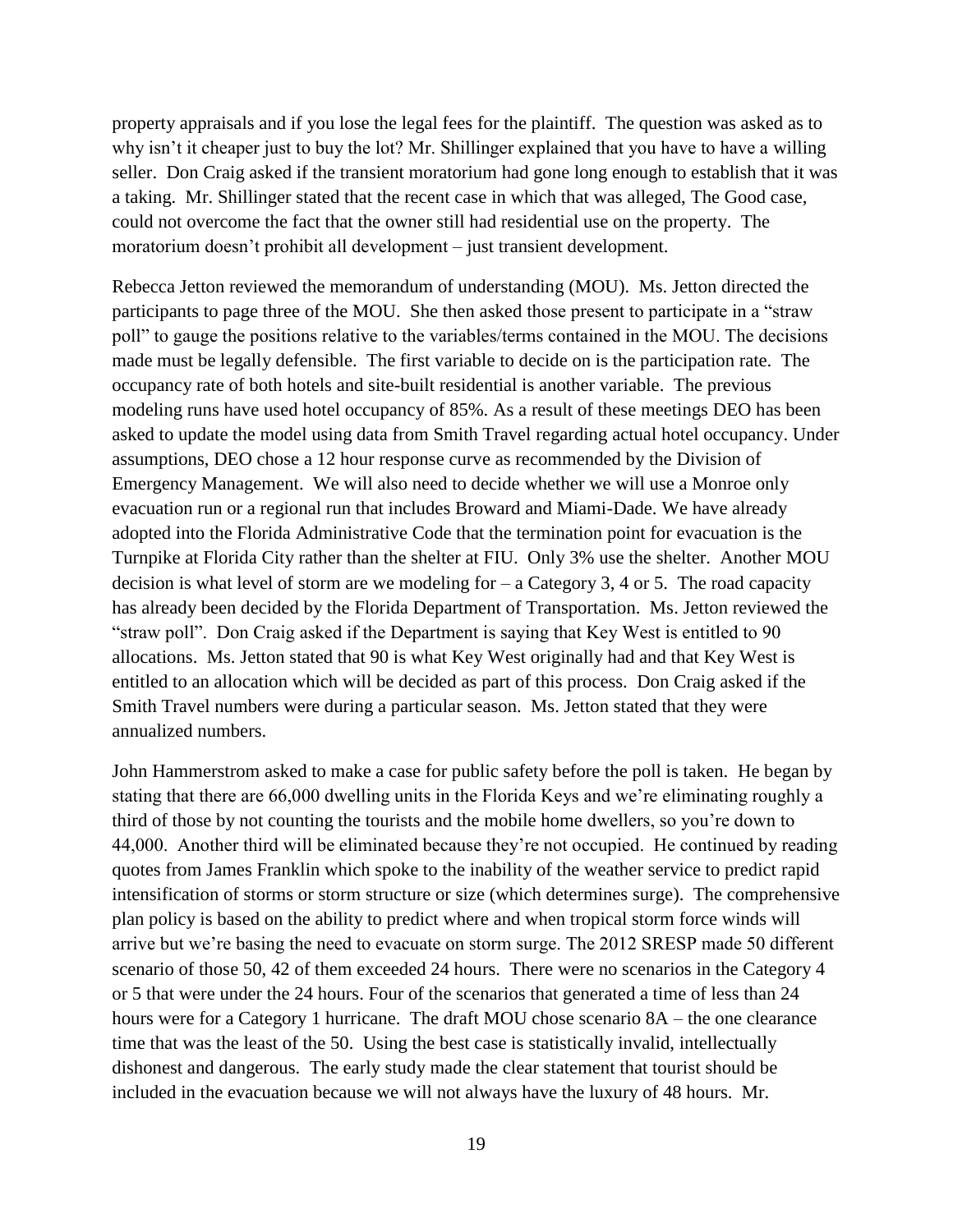property appraisals and if you lose the legal fees for the plaintiff. The question was asked as to why isn't it cheaper just to buy the lot? Mr. Shillinger explained that you have to have a willing seller. Don Craig asked if the transient moratorium had gone long enough to establish that it was a taking. Mr. Shillinger stated that the recent case in which that was alleged, The Good case, could not overcome the fact that the owner still had residential use on the property. The moratorium doesn't prohibit all development – just transient development.

Rebecca Jetton reviewed the memorandum of understanding (MOU). Ms. Jetton directed the participants to page three of the MOU. She then asked those present to participate in a "straw poll" to gauge the positions relative to the variables/terms contained in the MOU. The decisions made must be legally defensible. The first variable to decide on is the participation rate. The occupancy rate of both hotels and site-built residential is another variable. The previous modeling runs have used hotel occupancy of 85%. As a result of these meetings DEO has been asked to update the model using data from Smith Travel regarding actual hotel occupancy. Under assumptions, DEO chose a 12 hour response curve as recommended by the Division of Emergency Management. We will also need to decide whether we will use a Monroe only evacuation run or a regional run that includes Broward and Miami-Dade. We have already adopted into the Florida Administrative Code that the termination point for evacuation is the Turnpike at Florida City rather than the shelter at FIU. Only 3% use the shelter. Another MOU decision is what level of storm are we modeling for – a Category 3, 4 or 5. The road capacity has already been decided by the Florida Department of Transportation. Ms. Jetton reviewed the "straw poll". Don Craig asked if the Department is saying that Key West is entitled to 90 allocations. Ms. Jetton stated that 90 is what Key West originally had and that Key West is entitled to an allocation which will be decided as part of this process. Don Craig asked if the Smith Travel numbers were during a particular season. Ms. Jetton stated that they were annualized numbers.

John Hammerstrom asked to make a case for public safety before the poll is taken. He began by stating that there are 66,000 dwelling units in the Florida Keys and we're eliminating roughly a third of those by not counting the tourists and the mobile home dwellers, so you're down to 44,000. Another third will be eliminated because they're not occupied. He continued by reading quotes from James Franklin which spoke to the inability of the weather service to predict rapid intensification of storms or storm structure or size (which determines surge). The comprehensive plan policy is based on the ability to predict where and when tropical storm force winds will arrive but we're basing the need to evacuate on storm surge. The 2012 SRESP made 50 different scenario of those 50, 42 of them exceeded 24 hours. There were no scenarios in the Category 4 or 5 that were under the 24 hours. Four of the scenarios that generated a time of less than 24 hours were for a Category 1 hurricane. The draft MOU chose scenario 8A – the one clearance time that was the least of the 50. Using the best case is statistically invalid, intellectually dishonest and dangerous. The early study made the clear statement that tourist should be included in the evacuation because we will not always have the luxury of 48 hours. Mr.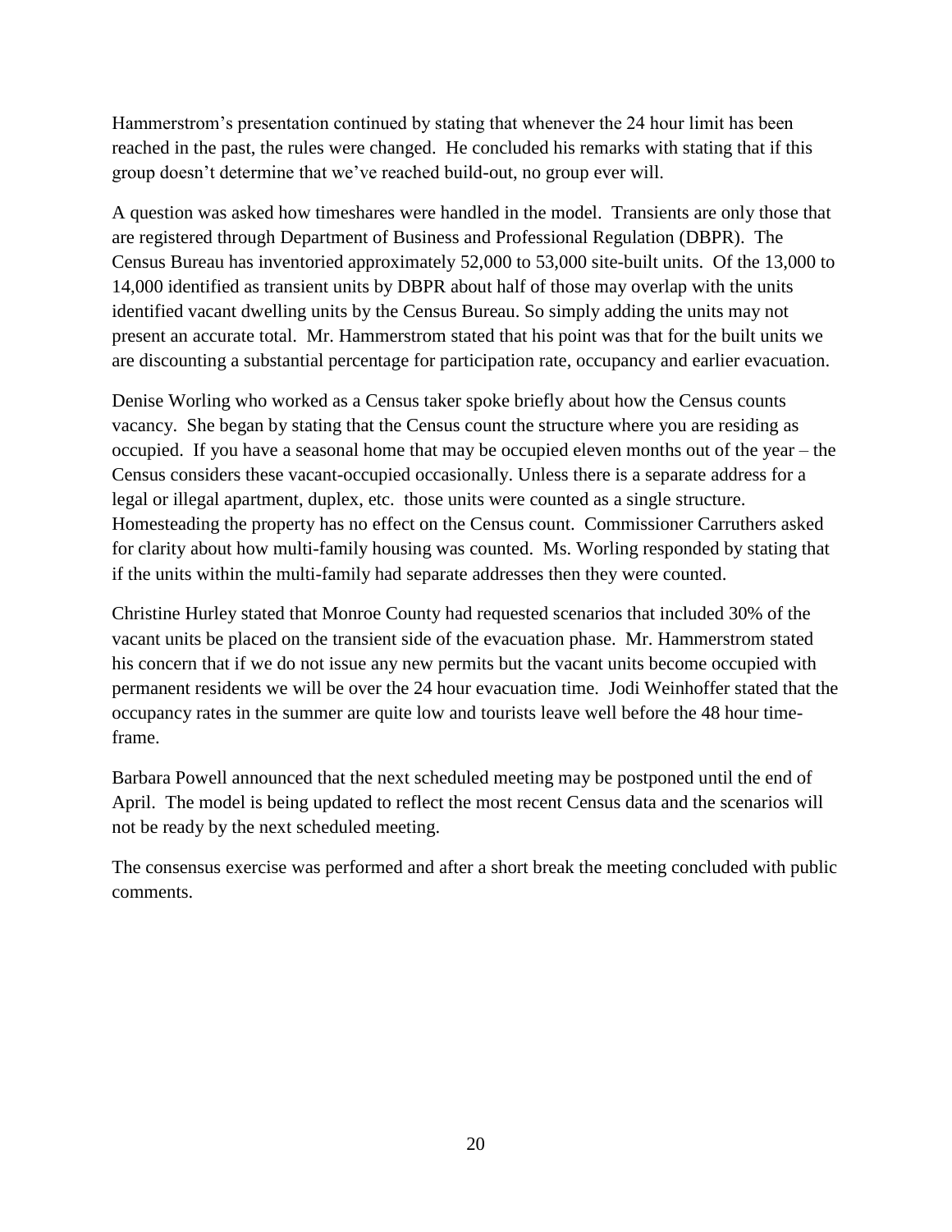Hammerstrom's presentation continued by stating that whenever the 24 hour limit has been reached in the past, the rules were changed. He concluded his remarks with stating that if this group doesn't determine that we've reached build-out, no group ever will.

A question was asked how timeshares were handled in the model. Transients are only those that are registered through Department of Business and Professional Regulation (DBPR). The Census Bureau has inventoried approximately 52,000 to 53,000 site-built units. Of the 13,000 to 14,000 identified as transient units by DBPR about half of those may overlap with the units identified vacant dwelling units by the Census Bureau. So simply adding the units may not present an accurate total. Mr. Hammerstrom stated that his point was that for the built units we are discounting a substantial percentage for participation rate, occupancy and earlier evacuation.

Denise Worling who worked as a Census taker spoke briefly about how the Census counts vacancy. She began by stating that the Census count the structure where you are residing as occupied. If you have a seasonal home that may be occupied eleven months out of the year – the Census considers these vacant-occupied occasionally. Unless there is a separate address for a legal or illegal apartment, duplex, etc. those units were counted as a single structure. Homesteading the property has no effect on the Census count. Commissioner Carruthers asked for clarity about how multi-family housing was counted. Ms. Worling responded by stating that if the units within the multi-family had separate addresses then they were counted.

Christine Hurley stated that Monroe County had requested scenarios that included 30% of the vacant units be placed on the transient side of the evacuation phase. Mr. Hammerstrom stated his concern that if we do not issue any new permits but the vacant units become occupied with permanent residents we will be over the 24 hour evacuation time. Jodi Weinhoffer stated that the occupancy rates in the summer are quite low and tourists leave well before the 48 hour time-frame.

Barbara Powell announced that the next scheduled meeting may be postponed until the end of April. The model is being updated to reflect the most recent Census data and the scenarios will not be ready by the next scheduled meeting.

The consensus exercise was performed and after a short break the meeting concluded with public comments.